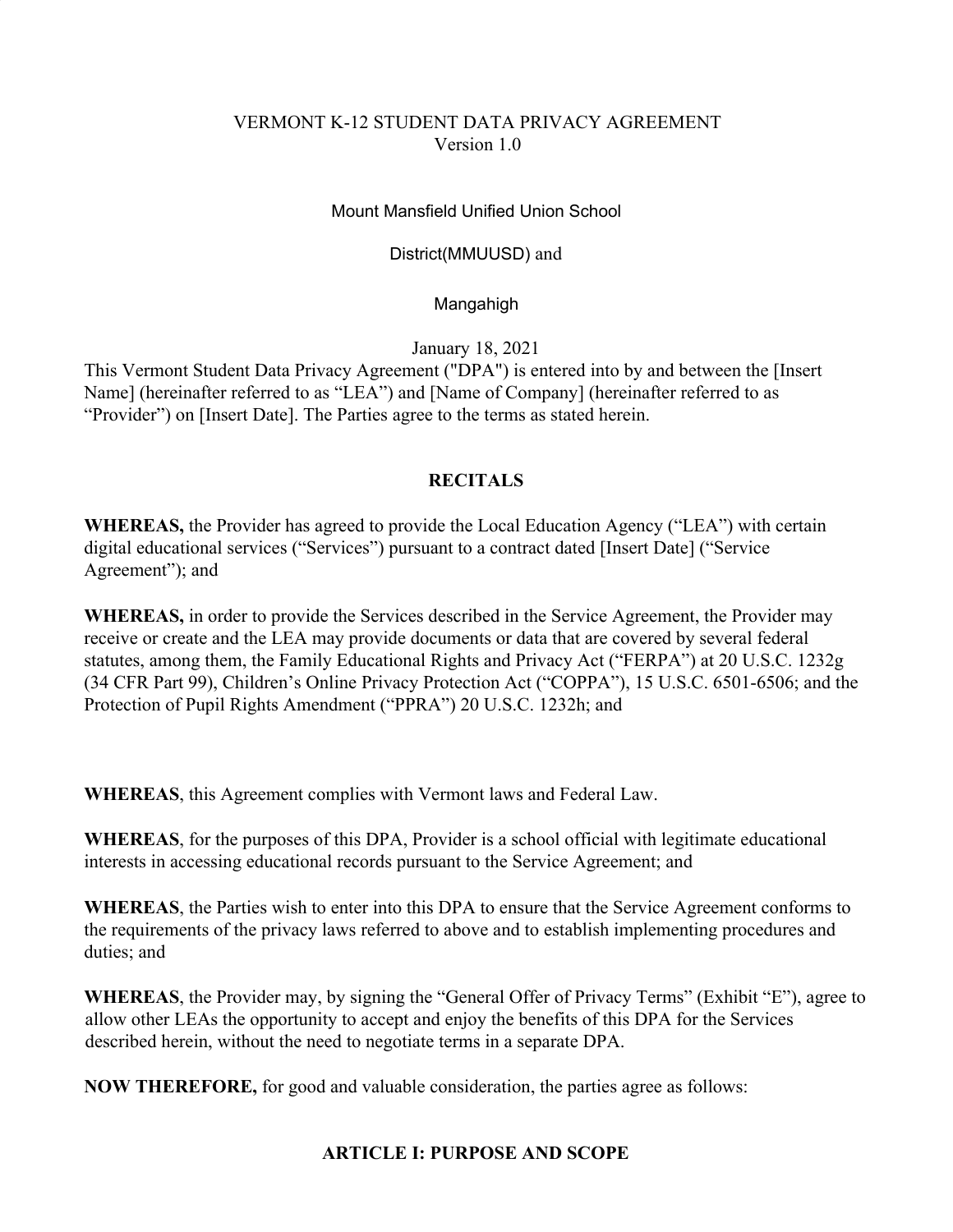# VERMONT K-12 STUDENT DATA PRIVACY AGREEMENT
Version 1.0

Mount Mansfield Unified Union School

District(MMUUSD) and

Mangahigh

January 18, 2021

This Vermont Student Data Privacy Agreement ("DPA") is entered into by and between the [Insert Name] (hereinafter referred to as "LEA") and [Name of Company] (hereinafter referred to as "Provider") on [Insert Date]. The Parties agree to the terms as stated herein.

## RECITALS

**WHEREAS,** the Provider has agreed to provide the Local Education Agency ("LEA") with certain digital educational services ("Services") pursuant to a contract dated [Insert Date] ("Service Agreement"); and

**WHEREAS,** in order to provide the Services described in the Service Agreement, the Provider may receive or create and the LEA may provide documents or data that are covered by several federal statutes, among them, the Family Educational Rights and Privacy Act ("FERPA") at 20 U.S.C. 1232g (34 CFR Part 99), Children's Online Privacy Protection Act ("COPPA"), 15 U.S.C. 6501-6506; and the Protection of Pupil Rights Amendment ("PPRA") 20 U.S.C. 1232h; and

**WHEREAS**, this Agreement complies with Vermont laws and Federal Law.

**WHEREAS**, for the purposes of this DPA, Provider is a school official with legitimate educational interests in accessing educational records pursuant to the Service Agreement; and

**WHEREAS**, the Parties wish to enter into this DPA to ensure that the Service Agreement conforms to the requirements of the privacy laws referred to above and to establish implementing procedures and duties; and

**WHEREAS**, the Provider may, by signing the "General Offer of Privacy Terms" (Exhibit "E"), agree to allow other LEAs the opportunity to accept and enjoy the benefits of this DPA for the Services described herein, without the need to negotiate terms in a separate DPA.

**NOW THEREFORE,** for good and valuable consideration, the parties agree as follows:

## ARTICLE I: PURPOSE AND SCOPE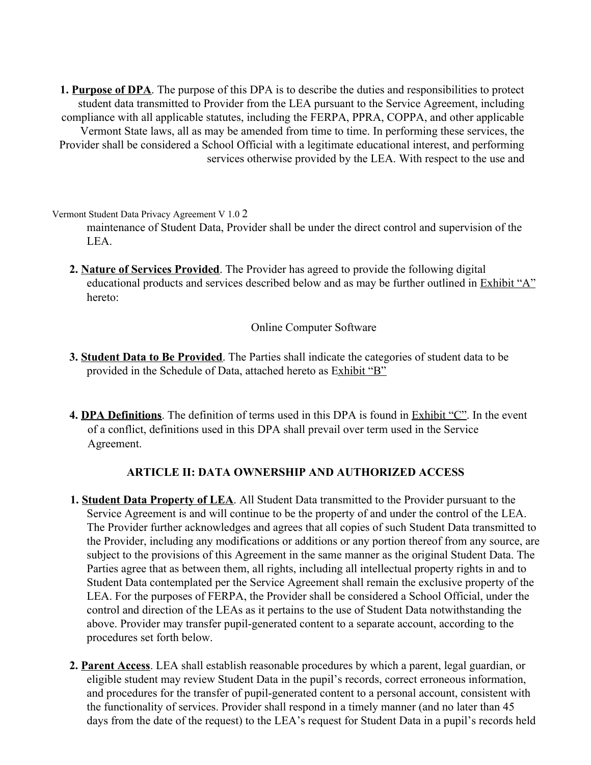1. **Purpose of DPA**. The purpose of this DPA is to describe the duties and responsibilities to protect student data transmitted to Provider from the LEA pursuant to the Service Agreement, including compliance with all applicable statutes, including the FERPA, PPRA, COPPA, and other applicable Vermont State laws, all as may be amended from time to time. In performing these services, the Provider shall be considered a School Official with a legitimate educational interest, and performing services otherwise provided by the LEA. With respect to the use and maintenance of Student Data, Provider shall be under the direct control and supervision of the LEA.

2. **Nature of Services Provided**. The Provider has agreed to provide the following digital educational products and services described below and as may be further outlined in Exhibit "A" hereto:

   Online Computer Software

3. **Student Data to Be Provided**. The Parties shall indicate the categories of student data to be provided in the Schedule of Data, attached hereto as Exhibit "B"

4. **DPA Definitions**. The definition of terms used in this DPA is found in Exhibit "C". In the event of a conflict, definitions used in this DPA shall prevail over term used in the Service Agreement.

## ARTICLE II: DATA OWNERSHIP AND AUTHORIZED ACCESS

1. **Student Data Property of LEA**. All Student Data transmitted to the Provider pursuant to the Service Agreement is and will continue to be the property of and under the control of the LEA. The Provider further acknowledges and agrees that all copies of such Student Data transmitted to the Provider, including any modifications or additions or any portion thereof from any source, are subject to the provisions of this Agreement in the same manner as the original Student Data. The Parties agree that as between them, all rights, including all intellectual property rights in and to Student Data contemplated per the Service Agreement shall remain the exclusive property of the LEA. For the purposes of FERPA, the Provider shall be considered a School Official, under the control and direction of the LEAs as it pertains to the use of Student Data notwithstanding the above. Provider may transfer pupil-generated content to a separate account, according to the procedures set forth below.

2. **Parent Access**. LEA shall establish reasonable procedures by which a parent, legal guardian, or eligible student may review Student Data in the pupil's records, correct erroneous information, and procedures for the transfer of pupil-generated content to a personal account, consistent with the functionality of services. Provider shall respond in a timely manner (and no later than 45 days from the date of the request) to the LEA's request for Student Data in a pupil's records held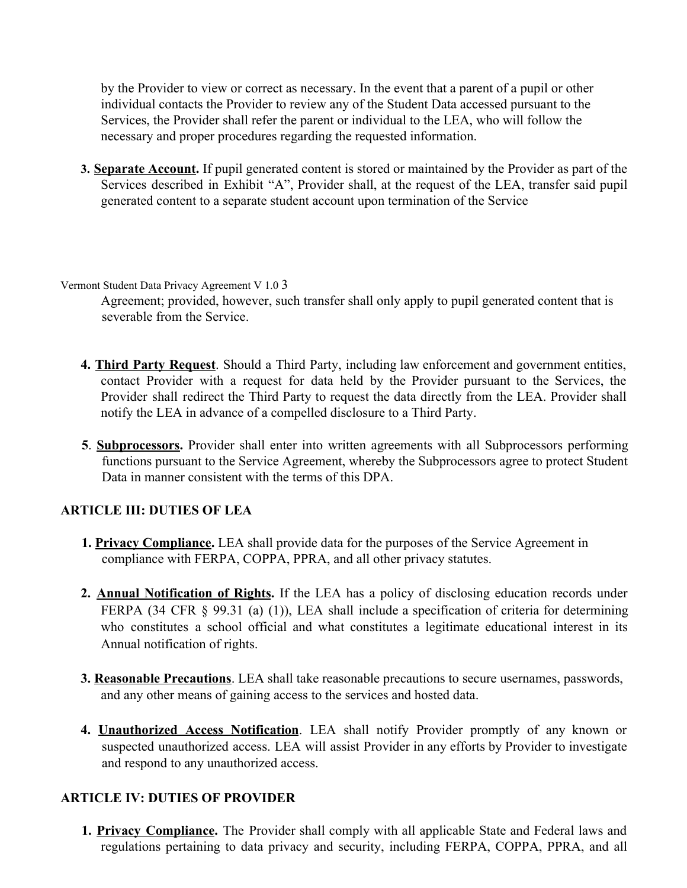by the Provider to view or correct as necessary. In the event that a parent of a pupil or other individual contacts the Provider to review any of the Student Data accessed pursuant to the Services, the Provider shall refer the parent or individual to the LEA, who will follow the necessary and proper procedures regarding the requested information.

3. **Separate Account.** If pupil generated content is stored or maintained by the Provider as part of the Services described in Exhibit "A", Provider shall, at the request of the LEA, transfer said pupil generated content to a separate student account upon termination of the Service Agreement; provided, however, such transfer shall only apply to pupil generated content that is severable from the Service.

4. **Third Party Request**. Should a Third Party, including law enforcement and government entities, contact Provider with a request for data held by the Provider pursuant to the Services, the Provider shall redirect the Third Party to request the data directly from the LEA. Provider shall notify the LEA in advance of a compelled disclosure to a Third Party.

5. **Subprocessors.** Provider shall enter into written agreements with all Subprocessors performing functions pursuant to the Service Agreement, whereby the Subprocessors agree to protect Student Data in manner consistent with the terms of this DPA.

## ARTICLE III: DUTIES OF LEA

1. **Privacy Compliance.** LEA shall provide data for the purposes of the Service Agreement in compliance with FERPA, COPPA, PPRA, and all other privacy statutes.

2. **Annual Notification of Rights.** If the LEA has a policy of disclosing education records under FERPA (34 CFR § 99.31 (a) (1)), LEA shall include a specification of criteria for determining who constitutes a school official and what constitutes a legitimate educational interest in its Annual notification of rights.

3. **Reasonable Precautions**. LEA shall take reasonable precautions to secure usernames, passwords, and any other means of gaining access to the services and hosted data.

4. **Unauthorized Access Notification**. LEA shall notify Provider promptly of any known or suspected unauthorized access. LEA will assist Provider in any efforts by Provider to investigate and respond to any unauthorized access.

## ARTICLE IV: DUTIES OF PROVIDER

1. **Privacy Compliance.** The Provider shall comply with all applicable State and Federal laws and regulations pertaining to data privacy and security, including FERPA, COPPA, PPRA, and all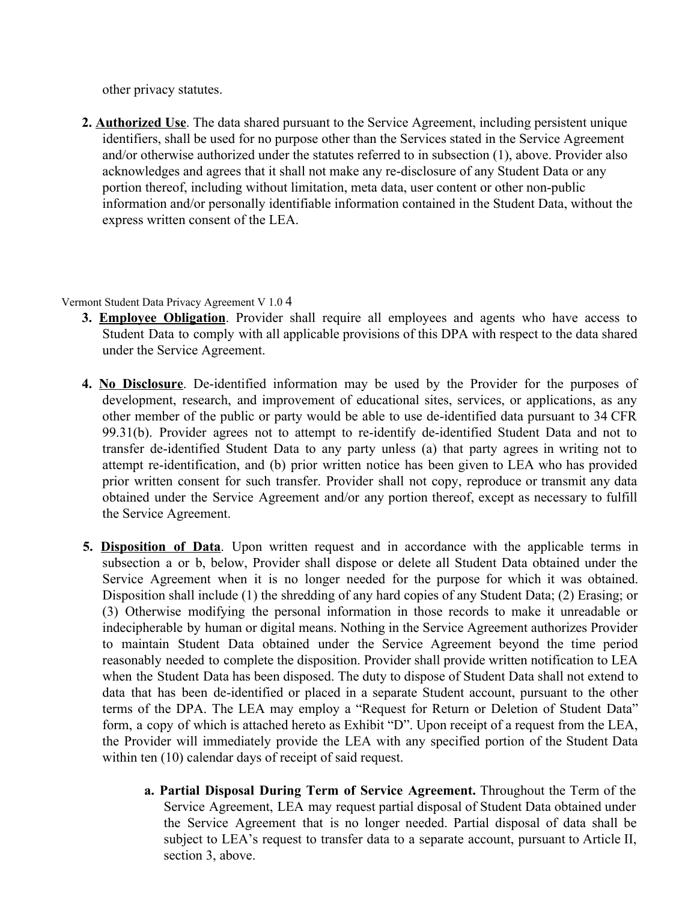other privacy statutes.

2. **Authorized Use**. The data shared pursuant to the Service Agreement, including persistent unique identifiers, shall be used for no purpose other than the Services stated in the Service Agreement and/or otherwise authorized under the statutes referred to in subsection (1), above. Provider also acknowledges and agrees that it shall not make any re-disclosure of any Student Data or any portion thereof, including without limitation, meta data, user content or other non-public information and/or personally identifiable information contained in the Student Data, without the express written consent of the LEA.

3. **Employee Obligation**. Provider shall require all employees and agents who have access to Student Data to comply with all applicable provisions of this DPA with respect to the data shared under the Service Agreement.

4. **No Disclosure**. De-identified information may be used by the Provider for the purposes of development, research, and improvement of educational sites, services, or applications, as any other member of the public or party would be able to use de-identified data pursuant to 34 CFR 99.31(b). Provider agrees not to attempt to re-identify de-identified Student Data and not to transfer de-identified Student Data to any party unless (a) that party agrees in writing not to attempt re-identification, and (b) prior written notice has been given to LEA who has provided prior written consent for such transfer. Provider shall not copy, reproduce or transmit any data obtained under the Service Agreement and/or any portion thereof, except as necessary to fulfill the Service Agreement.

5. **Disposition of Data**. Upon written request and in accordance with the applicable terms in subsection a or b, below, Provider shall dispose or delete all Student Data obtained under the Service Agreement when it is no longer needed for the purpose for which it was obtained. Disposition shall include (1) the shredding of any hard copies of any Student Data; (2) Erasing; or (3) Otherwise modifying the personal information in those records to make it unreadable or indecipherable by human or digital means. Nothing in the Service Agreement authorizes Provider to maintain Student Data obtained under the Service Agreement beyond the time period reasonably needed to complete the disposition. Provider shall provide written notification to LEA when the Student Data has been disposed. The duty to dispose of Student Data shall not extend to data that has been de-identified or placed in a separate Student account, pursuant to the other terms of the DPA. The LEA may employ a "Request for Return or Deletion of Student Data" form, a copy of which is attached hereto as Exhibit "D". Upon receipt of a request from the LEA, the Provider will immediately provide the LEA with any specified portion of the Student Data within ten (10) calendar days of receipt of said request.

   a. **Partial Disposal During Term of Service Agreement.** Throughout the Term of the Service Agreement, LEA may request partial disposal of Student Data obtained under the Service Agreement that is no longer needed. Partial disposal of data shall be subject to LEA's request to transfer data to a separate account, pursuant to Article II, section 3, above.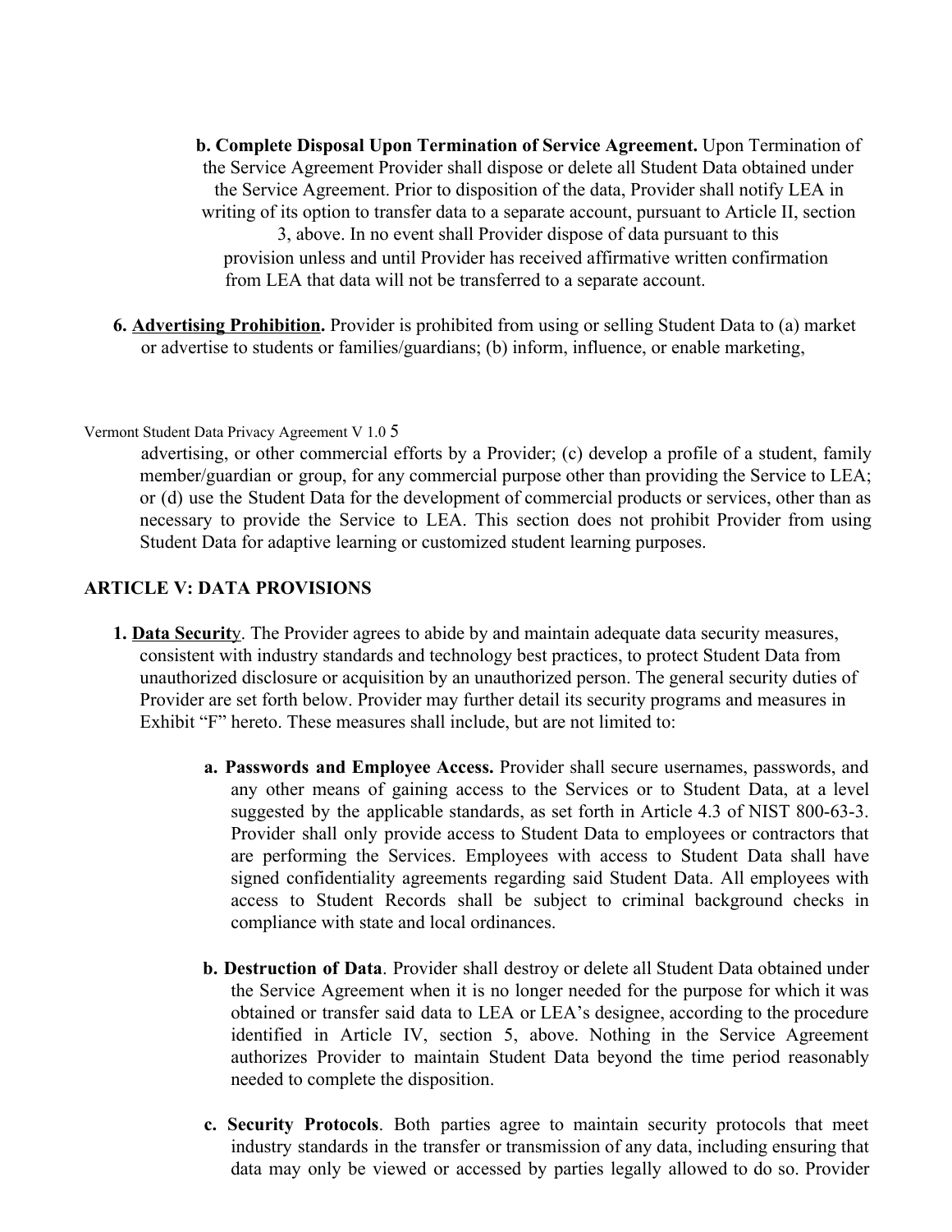**b. Complete Disposal Upon Termination of Service Agreement.** Upon Termination of the Service Agreement Provider shall dispose or delete all Student Data obtained under the Service Agreement. Prior to disposition of the data, Provider shall notify LEA in writing of its option to transfer data to a separate account, pursuant to Article II, section 3, above. In no event shall Provider dispose of data pursuant to this provision unless and until Provider has received affirmative written confirmation from LEA that data will not be transferred to a separate account.

6. **Advertising Prohibition.** Provider is prohibited from using or selling Student Data to (a) market or advertise to students or families/guardians; (b) inform, influence, or enable marketing, advertising, or other commercial efforts by a Provider; (c) develop a profile of a student, family member/guardian or group, for any commercial purpose other than providing the Service to LEA; or (d) use the Student Data for the development of commercial products or services, other than as necessary to provide the Service to LEA. This section does not prohibit Provider from using Student Data for adaptive learning or customized student learning purposes.

## ARTICLE V: DATA PROVISIONS

1. **Data Security**. The Provider agrees to abide by and maintain adequate data security measures, consistent with industry standards and technology best practices, to protect Student Data from unauthorized disclosure or acquisition by an unauthorized person. The general security duties of Provider are set forth below. Provider may further detail its security programs and measures in Exhibit "F" hereto. These measures shall include, but are not limited to:

   a. **Passwords and Employee Access.** Provider shall secure usernames, passwords, and any other means of gaining access to the Services or to Student Data, at a level suggested by the applicable standards, as set forth in Article 4.3 of NIST 800-63-3. Provider shall only provide access to Student Data to employees or contractors that are performing the Services. Employees with access to Student Data shall have signed confidentiality agreements regarding said Student Data. All employees with access to Student Records shall be subject to criminal background checks in compliance with state and local ordinances.

   b. **Destruction of Data**. Provider shall destroy or delete all Student Data obtained under the Service Agreement when it is no longer needed for the purpose for which it was obtained or transfer said data to LEA or LEA's designee, according to the procedure identified in Article IV, section 5, above. Nothing in the Service Agreement authorizes Provider to maintain Student Data beyond the time period reasonably needed to complete the disposition.

   c. **Security Protocols**. Both parties agree to maintain security protocols that meet industry standards in the transfer or transmission of any data, including ensuring that data may only be viewed or accessed by parties legally allowed to do so. Provider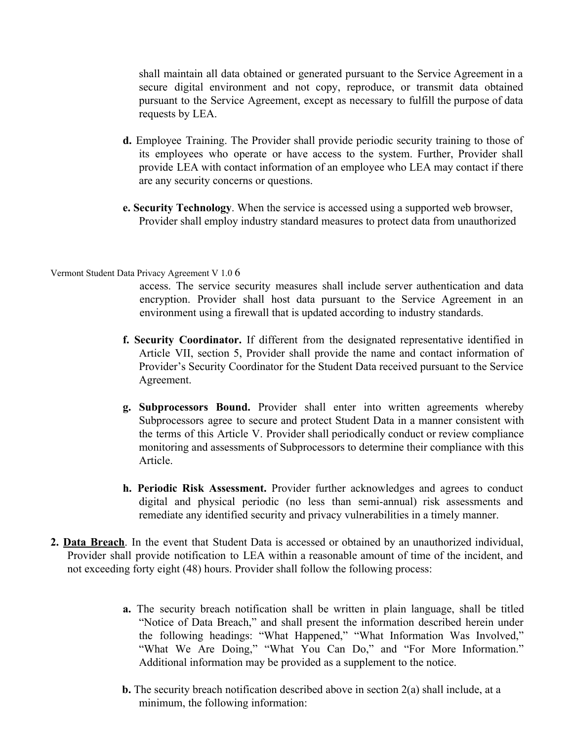shall maintain all data obtained or generated pursuant to the Service Agreement in a secure digital environment and not copy, reproduce, or transmit data obtained pursuant to the Service Agreement, except as necessary to fulfill the purpose of data requests by LEA.

**d.** Employee Training. The Provider shall provide periodic security training to those of its employees who operate or have access to the system. Further, Provider shall provide LEA with contact information of an employee who LEA may contact if there are any security concerns or questions.

**e. Security Technology**. When the service is accessed using a supported web browser, Provider shall employ industry standard measures to protect data from unauthorized access. The service security measures shall include server authentication and data encryption. Provider shall host data pursuant to the Service Agreement in an environment using a firewall that is updated according to industry standards.

**f. Security Coordinator.** If different from the designated representative identified in Article VII, section 5, Provider shall provide the name and contact information of Provider's Security Coordinator for the Student Data received pursuant to the Service Agreement.

**g. Subprocessors Bound.** Provider shall enter into written agreements whereby Subprocessors agree to secure and protect Student Data in a manner consistent with the terms of this Article V. Provider shall periodically conduct or review compliance monitoring and assessments of Subprocessors to determine their compliance with this Article.

**h. Periodic Risk Assessment.** Provider further acknowledges and agrees to conduct digital and physical periodic (no less than semi-annual) risk assessments and remediate any identified security and privacy vulnerabilities in a timely manner.

2. **Data Breach**. In the event that Student Data is accessed or obtained by an unauthorized individual, Provider shall provide notification to LEA within a reasonable amount of time of the incident, and not exceeding forty eight (48) hours. Provider shall follow the following process:

**a.** The security breach notification shall be written in plain language, shall be titled "Notice of Data Breach," and shall present the information described herein under the following headings: "What Happened," "What Information Was Involved," "What We Are Doing," "What You Can Do," and "For More Information." Additional information may be provided as a supplement to the notice.

**b.** The security breach notification described above in section 2(a) shall include, at a minimum, the following information: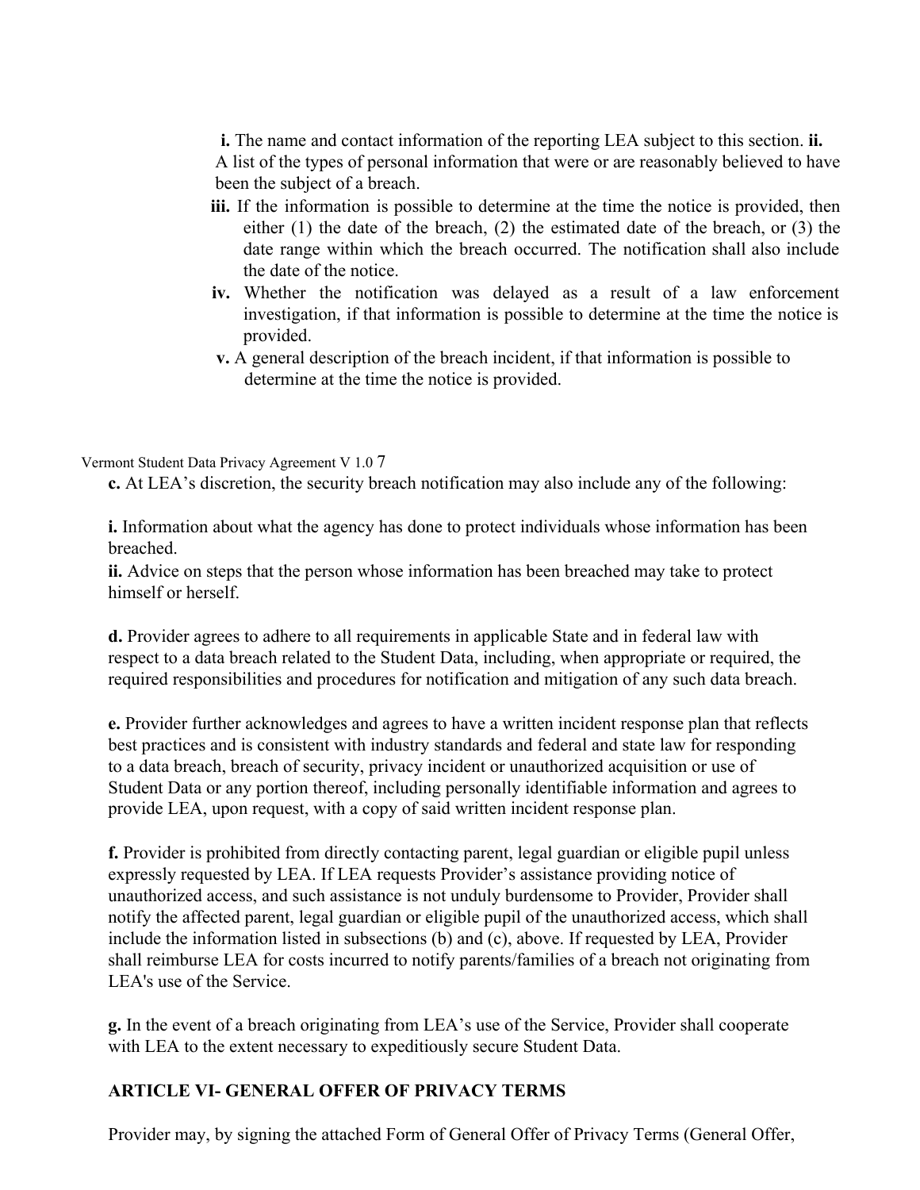**i.** The name and contact information of the reporting LEA subject to this section.

**ii.** A list of the types of personal information that were or are reasonably believed to have been the subject of a breach.

**iii.** If the information is possible to determine at the time the notice is provided, then either (1) the date of the breach, (2) the estimated date of the breach, or (3) the date range within which the breach occurred. The notification shall also include the date of the notice.

**iv.** Whether the notification was delayed as a result of a law enforcement investigation, if that information is possible to determine at the time the notice is provided.

**v.** A general description of the breach incident, if that information is possible to determine at the time the notice is provided.

**c.** At LEA's discretion, the security breach notification may also include any of the following:

**i.** Information about what the agency has done to protect individuals whose information has been breached.

**ii.** Advice on steps that the person whose information has been breached may take to protect himself or herself.

**d.** Provider agrees to adhere to all requirements in applicable State and in federal law with respect to a data breach related to the Student Data, including, when appropriate or required, the required responsibilities and procedures for notification and mitigation of any such data breach.

**e.** Provider further acknowledges and agrees to have a written incident response plan that reflects best practices and is consistent with industry standards and federal and state law for responding to a data breach, breach of security, privacy incident or unauthorized acquisition or use of Student Data or any portion thereof, including personally identifiable information and agrees to provide LEA, upon request, with a copy of said written incident response plan.

**f.** Provider is prohibited from directly contacting parent, legal guardian or eligible pupil unless expressly requested by LEA. If LEA requests Provider's assistance providing notice of unauthorized access, and such assistance is not unduly burdensome to Provider, Provider shall notify the affected parent, legal guardian or eligible pupil of the unauthorized access, which shall include the information listed in subsections (b) and (c), above. If requested by LEA, Provider shall reimburse LEA for costs incurred to notify parents/families of a breach not originating from LEA's use of the Service.

**g.** In the event of a breach originating from LEA's use of the Service, Provider shall cooperate with LEA to the extent necessary to expeditiously secure Student Data.

## ARTICLE VI- GENERAL OFFER OF PRIVACY TERMS

Provider may, by signing the attached Form of General Offer of Privacy Terms (General Offer,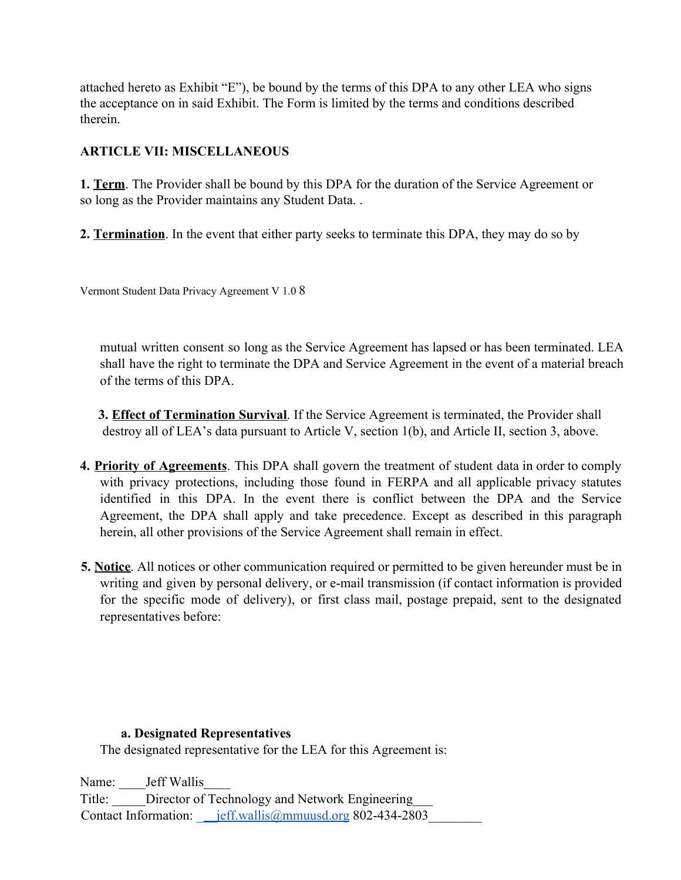attached hereto as Exhibit "E"), be bound by the terms of this DPA to any other LEA who signs the acceptance on in said Exhibit. The Form is limited by the terms and conditions described therein.

**ARTICLE VII: MISCELLANEOUS**

**1. Term**. The Provider shall be bound by this DPA for the duration of the Service Agreement or so long as the Provider maintains any Student Data. .

**2. Termination**. In the event that either party seeks to terminate this DPA, they may do so by mutual written consent so long as the Service Agreement has lapsed or has been terminated. LEA shall have the right to terminate the DPA and Service Agreement in the event of a material breach of the terms of this DPA.

**3. Effect of Termination Survival**. If the Service Agreement is terminated, the Provider shall destroy all of LEA's data pursuant to Article V, section 1(b), and Article II, section 3, above.

**4. Priority of Agreements**. This DPA shall govern the treatment of student data in order to comply with privacy protections, including those found in FERPA and all applicable privacy statutes identified in this DPA. In the event there is conflict between the DPA and the Service Agreement, the DPA shall apply and take precedence. Except as described in this paragraph herein, all other provisions of the Service Agreement shall remain in effect.

**5. Notice**. All notices or other communication required or permitted to be given hereunder must be in writing and given by personal delivery, or e-mail transmission (if contact information is provided for the specific mode of delivery), or first class mail, postage prepaid, sent to the designated representatives before:

**a. Designated Representatives**

The designated representative for the LEA for this Agreement is:

Name: ____Jeff Wallis____
Title: _____Director of Technology and Network Engineering___
Contact Information: __jeff.wallis@mmuusd.org 802-434-2803________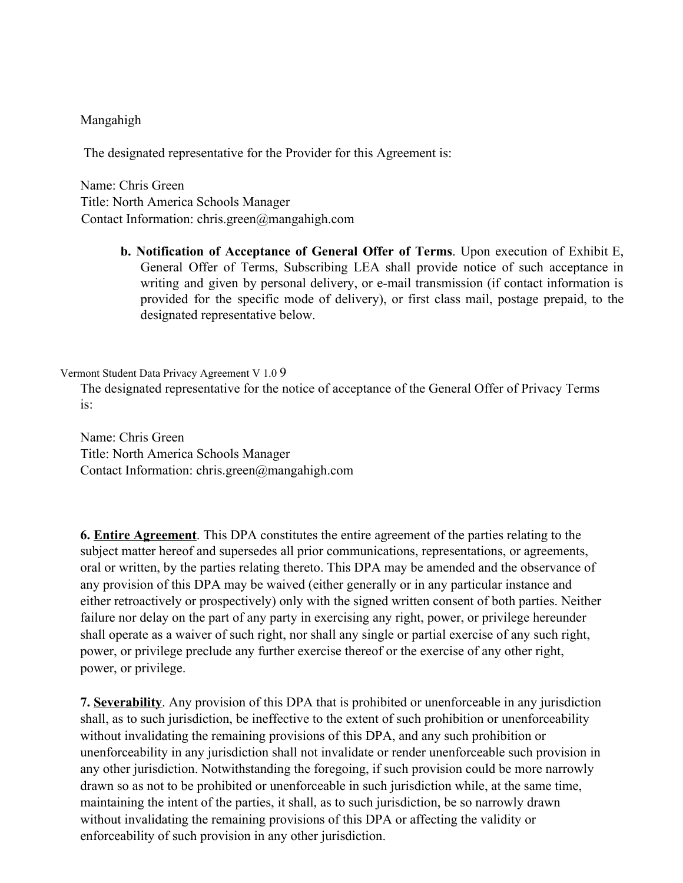Mangahigh

The designated representative for the Provider for this Agreement is:

Name: Chris Green
Title: North America Schools Manager
Contact Information: chris.green@mangahigh.com

**b. Notification of Acceptance of General Offer of Terms**. Upon execution of Exhibit E, General Offer of Terms, Subscribing LEA shall provide notice of such acceptance in writing and given by personal delivery, or e-mail transmission (if contact information is provided for the specific mode of delivery), or first class mail, postage prepaid, to the designated representative below.

The designated representative for the notice of acceptance of the General Offer of Privacy Terms is:

Name: Chris Green
Title: North America Schools Manager
Contact Information: chris.green@mangahigh.com

**6. Entire Agreement**. This DPA constitutes the entire agreement of the parties relating to the subject matter hereof and supersedes all prior communications, representations, or agreements, oral or written, by the parties relating thereto. This DPA may be amended and the observance of any provision of this DPA may be waived (either generally or in any particular instance and either retroactively or prospectively) only with the signed written consent of both parties. Neither failure nor delay on the part of any party in exercising any right, power, or privilege hereunder shall operate as a waiver of such right, nor shall any single or partial exercise of any such right, power, or privilege preclude any further exercise thereof or the exercise of any other right, power, or privilege.

**7. Severability**. Any provision of this DPA that is prohibited or unenforceable in any jurisdiction shall, as to such jurisdiction, be ineffective to the extent of such prohibition or unenforceability without invalidating the remaining provisions of this DPA, and any such prohibition or unenforceability in any jurisdiction shall not invalidate or render unenforceable such provision in any other jurisdiction. Notwithstanding the foregoing, if such provision could be more narrowly drawn so as not to be prohibited or unenforceable in such jurisdiction while, at the same time, maintaining the intent of the parties, it shall, as to such jurisdiction, be so narrowly drawn without invalidating the remaining provisions of this DPA or affecting the validity or enforceability of such provision in any other jurisdiction.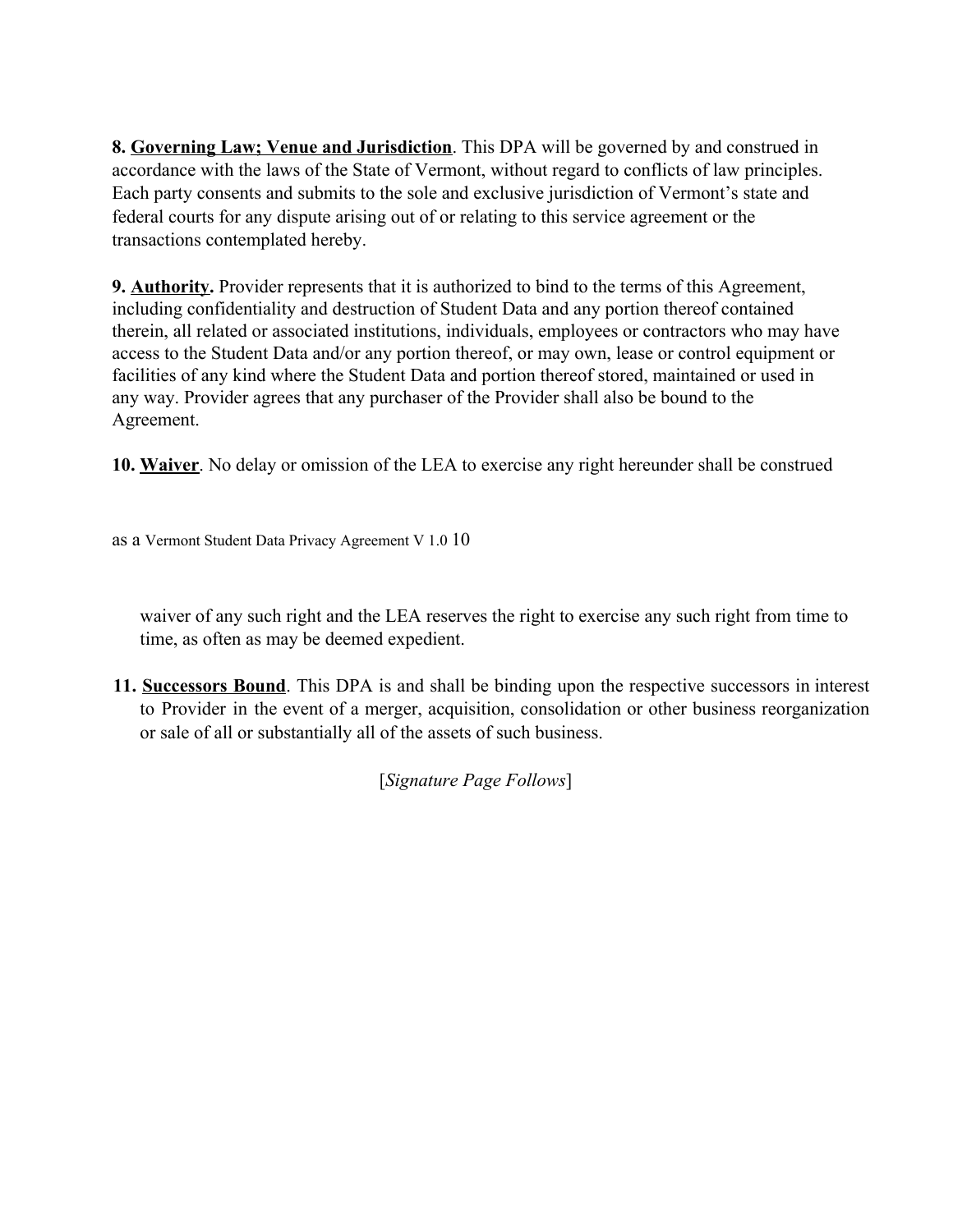**8. Governing Law; Venue and Jurisdiction**. This DPA will be governed by and construed in accordance with the laws of the State of Vermont, without regard to conflicts of law principles. Each party consents and submits to the sole and exclusive jurisdiction of Vermont's state and federal courts for any dispute arising out of or relating to this service agreement or the transactions contemplated hereby.

**9. Authority.** Provider represents that it is authorized to bind to the terms of this Agreement, including confidentiality and destruction of Student Data and any portion thereof contained therein, all related or associated institutions, individuals, employees or contractors who may have access to the Student Data and/or any portion thereof, or may own, lease or control equipment or facilities of any kind where the Student Data and portion thereof stored, maintained or used in any way. Provider agrees that any purchaser of the Provider shall also be bound to the Agreement.

**10. Waiver**. No delay or omission of the LEA to exercise any right hereunder shall be construed as a waiver of any such right and the LEA reserves the right to exercise any such right from time to time, as often as may be deemed expedient.

**11. Successors Bound**. This DPA is and shall be binding upon the respective successors in interest to Provider in the event of a merger, acquisition, consolidation or other business reorganization or sale of all or substantially all of the assets of such business.

[*Signature Page Follows*]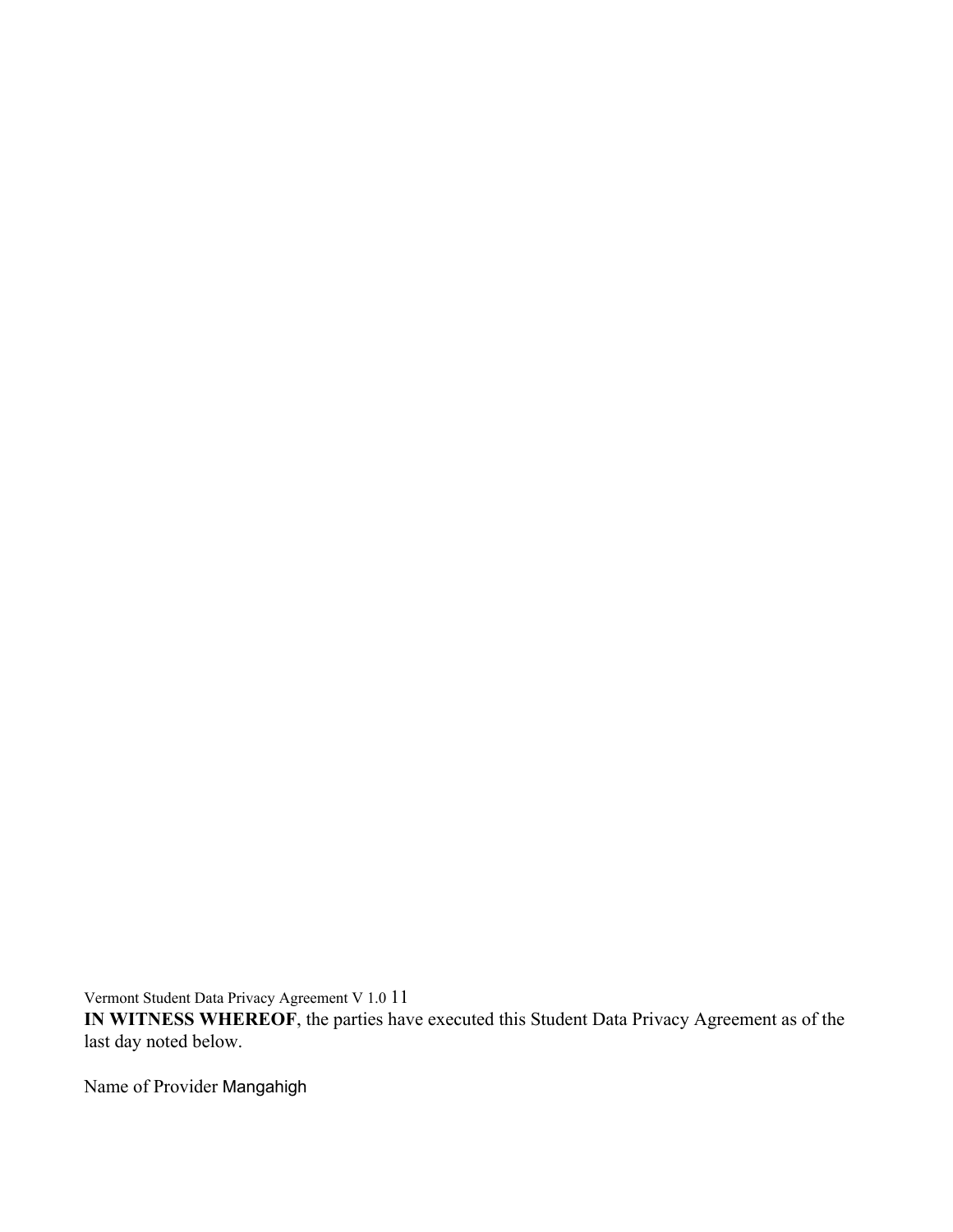**IN WITNESS WHEREOF**, the parties have executed this Student Data Privacy Agreement as of the last day noted below.

Name of Provider Mangahigh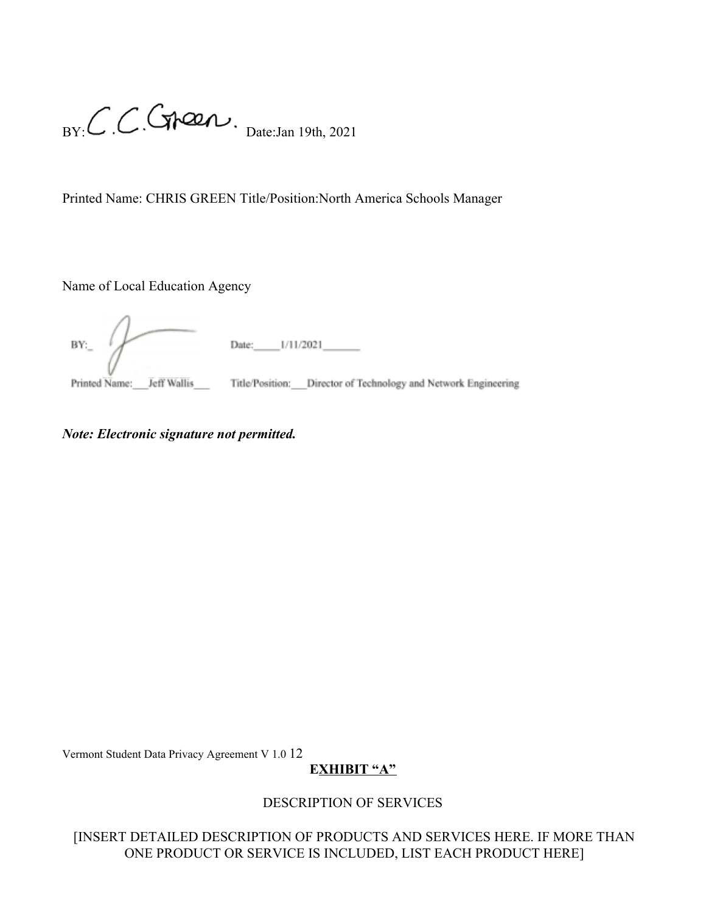BY: C.C.Green. Date:Jan 19th, 2021

Printed Name: CHRIS GREEN Title/Position:North America Schools Manager

Name of Local Education Agency

BY:_ Date:_____1/11/2021_______

Printed Name:___Jeff Wallis___ Title/Position:___Director of Technology and Network Engineering

***Note: Electronic signature not permitted.***

## EXHIBIT "A"

DESCRIPTION OF SERVICES

[INSERT DETAILED DESCRIPTION OF PRODUCTS AND SERVICES HERE. IF MORE THAN ONE PRODUCT OR SERVICE IS INCLUDED, LIST EACH PRODUCT HERE]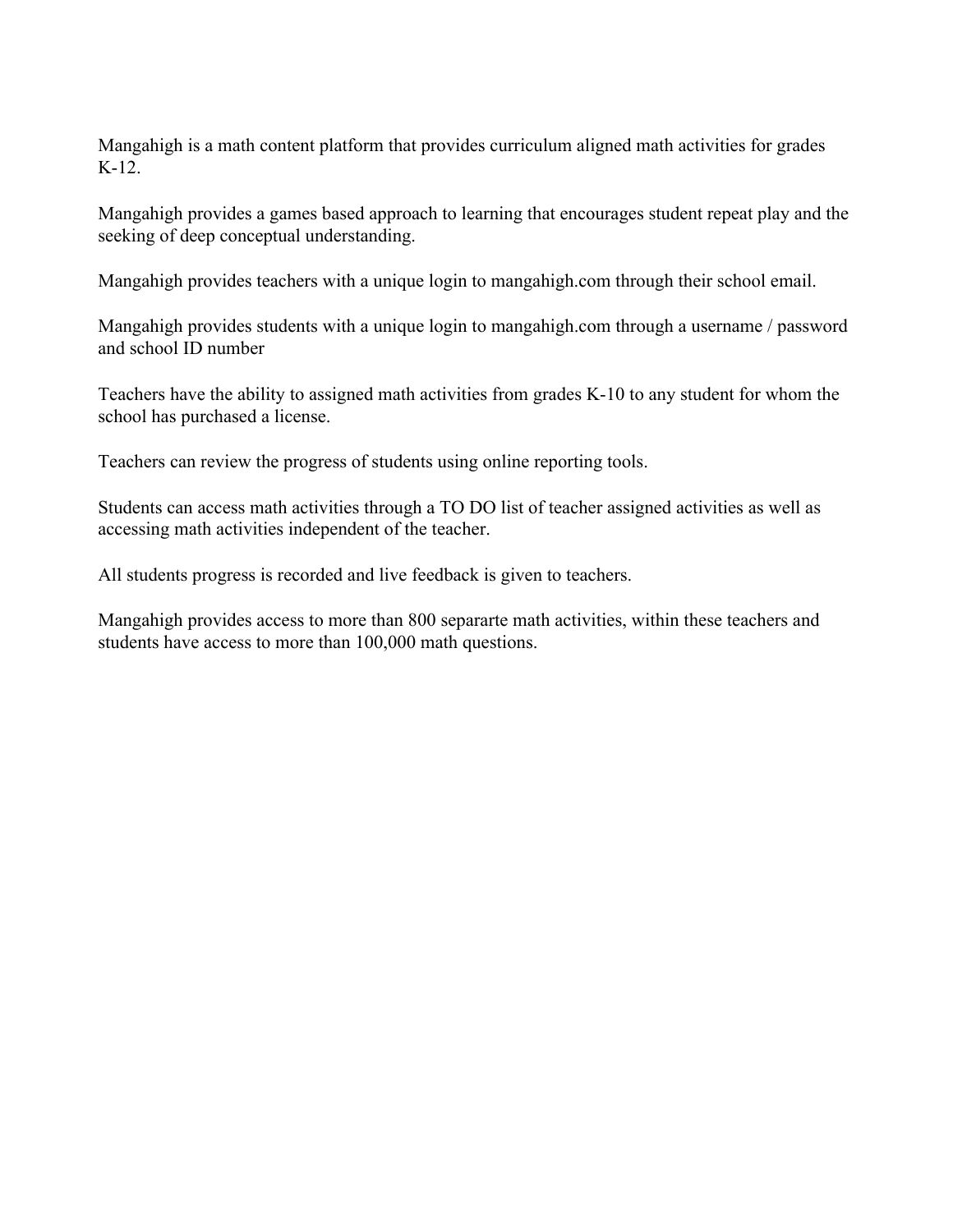Mangahigh is a math content platform that provides curriculum aligned math activities for grades K-12.

Mangahigh provides a games based approach to learning that encourages student repeat play and the seeking of deep conceptual understanding.

Mangahigh provides teachers with a unique login to mangahigh.com through their school email.

Mangahigh provides students with a unique login to mangahigh.com through a username / password and school ID number

Teachers have the ability to assigned math activities from grades K-10 to any student for whom the school has purchased a license.

Teachers can review the progress of students using online reporting tools.

Students can access math activities through a TO DO list of teacher assigned activities as well as accessing math activities independent of the teacher.

All students progress is recorded and live feedback is given to teachers.

Mangahigh provides access to more than 800 separarte math activities, within these teachers and students have access to more than 100,000 math questions.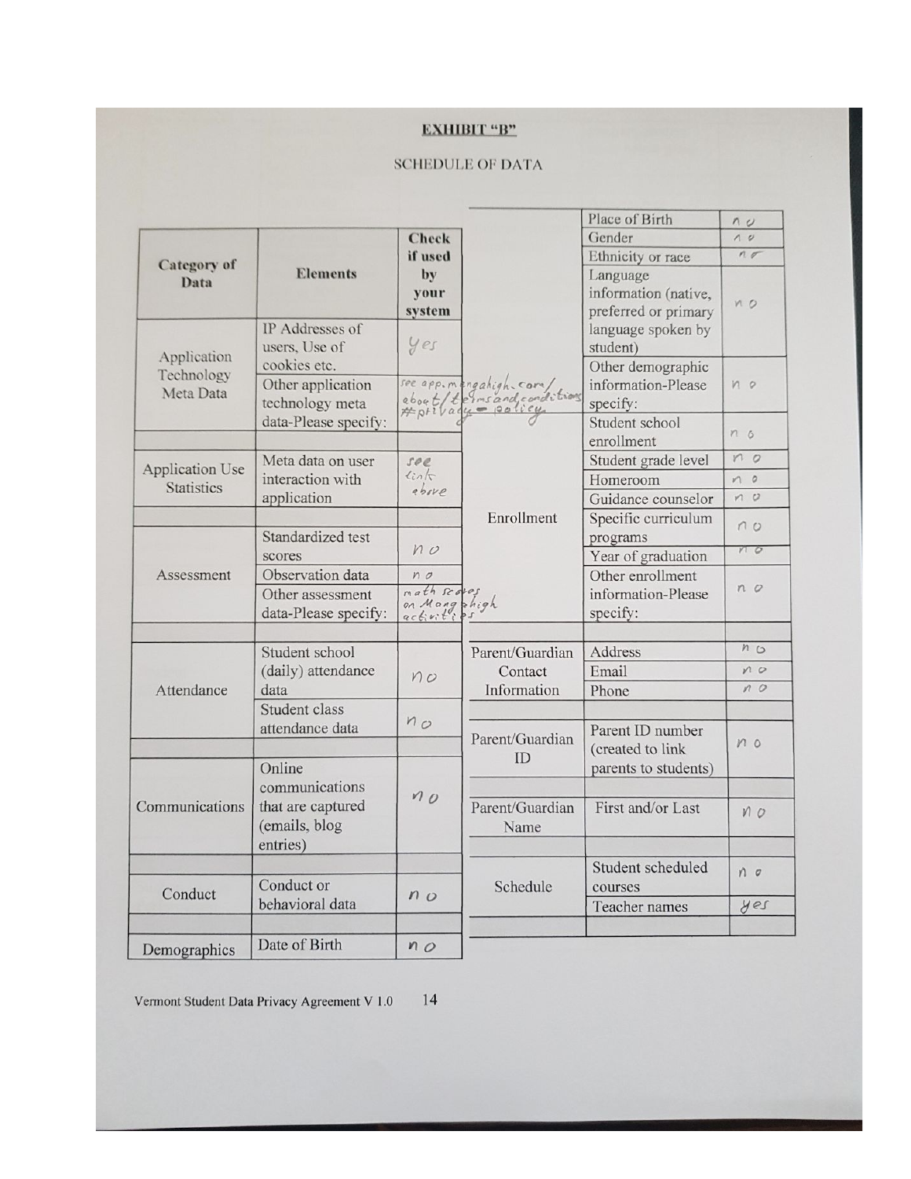**EXHIBIT "B"**

SCHEDULE OF DATA

| Category of Data | Elements | Check if used by your system |
|---|---|---|
| Application Technology Meta Data | IP Addresses of users, Use of cookies etc. | yes |
| | Other application technology meta data-Please specify: | see app.mangahigh.com/about/termsandconditions#privacy-policy |
| Application Use Statistics | Meta data on user interaction with application | see link above |
| Assessment | Standardized test scores | no |
| | Observation data | no |
| | Other assessment data-Please specify: | math scores on Mangahigh activities |
| Attendance | Student school (daily) attendance data | no |
| | Student class attendance data | no |
| Communications | Online communications that are captured (emails, blog entries) | no |
| Conduct | Conduct or behavioral data | no |
| Demographics | Date of Birth | no |
| | Place of Birth | no |
| | Gender | no |
| | Ethnicity or race | no |
| | Language information (native, preferred or primary language spoken by student) | no |
| | Other demographic information-Please specify: | no |
| Enrollment | Student school enrollment | no |
| | Student grade level | no |
| | Homeroom | no |
| | Guidance counselor | no |
| | Specific curriculum programs | no |
| | Year of graduation | no |
| | Other enrollment information-Please specify: | no |
| Parent/Guardian Contact Information | Address | no |
| | Email | no |
| | Phone | no |
| Parent/Guardian ID | Parent ID number (created to link parents to students) | no |
| Parent/Guardian Name | First and/or Last | no |
| Schedule | Student scheduled courses | no |
| | Teacher names | yes |

Vermont Student Data Privacy Agreement V 1.0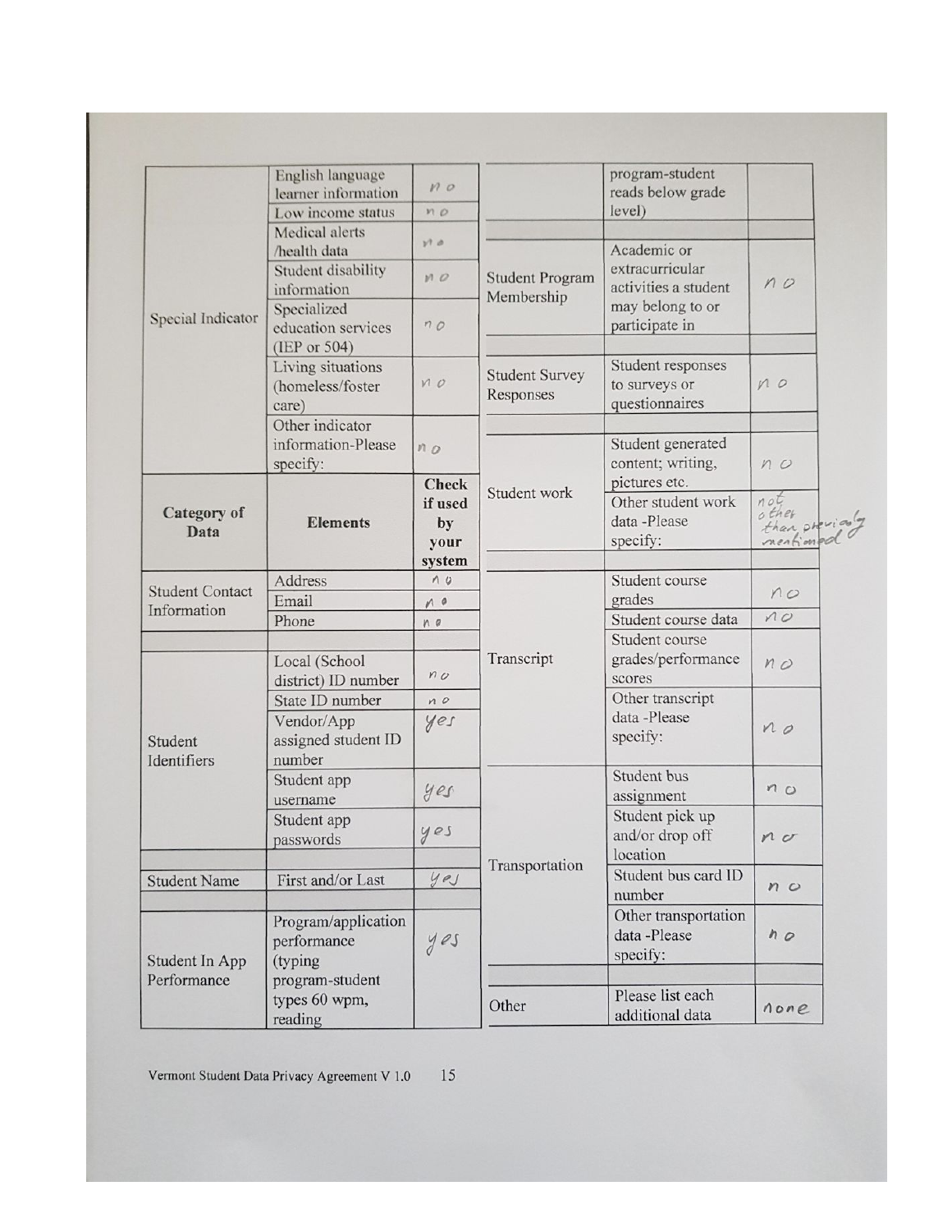| | | |
|---|---|---|
| Special Indicator | English language learner information | no |
| | Low income status | no |
| | Medical alerts /health data | no |
| | Student disability information | no |
| | Specialized education services (IEP or 504) | no |
| | Living situations (homeless/foster care) | no |
| | Other indicator information-Please specify: | no |

| Category of Data | Elements | Check if used by your system |
|---|---|---|
| Student Contact Information | Address | no |
| | Email | no |
| | Phone | no |
| | | |
| Student Identifiers | Local (School district) ID number | no |
| | State ID number | no |
| | Vendor/App assigned student ID number | yes |
| | Student app username | yes |
| | Student app passwords | yes |
| | | |
| Student Name | First and/or Last | yes |
| | | |
| Student In App Performance | Program/application performance (typing program-student types 60 wpm, reading program-student reads below grade level) | yes |
| | | |
| Student Program Membership | Academic or extracurricular activities a student may belong to or participate in | no |
| | | |
| Student Survey Responses | Student responses to surveys or questionnaires | no |
| | | |
| Student work | Student generated content; writing, pictures etc. | no |
| | Other student work data -Please specify: | not other than previously mentioned |
| | | |
| Transcript | Student course grades | no |
| | Student course data | no |
| | Student course grades/performance scores | no |
| | Other transcript data -Please specify: | no |
| | | |
| Transportation | Student bus assignment | no |
| | Student pick up and/or drop off location | no |
| | Student bus card ID number | no |
| | Other transportation data -Please specify: | no |
| | | |
| Other | Please list each additional data | none |

Vermont Student Data Privacy Agreement V 1.0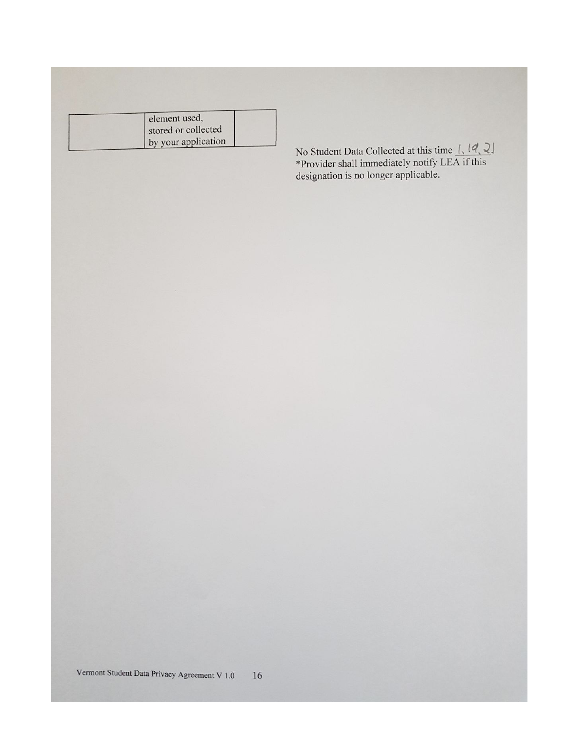|  | element used, stored or collected by your application |  |
|---|---|---|

No Student Data Collected at this time 1, 19, 21

*Provider shall immediately notify LEA if this designation is no longer applicable.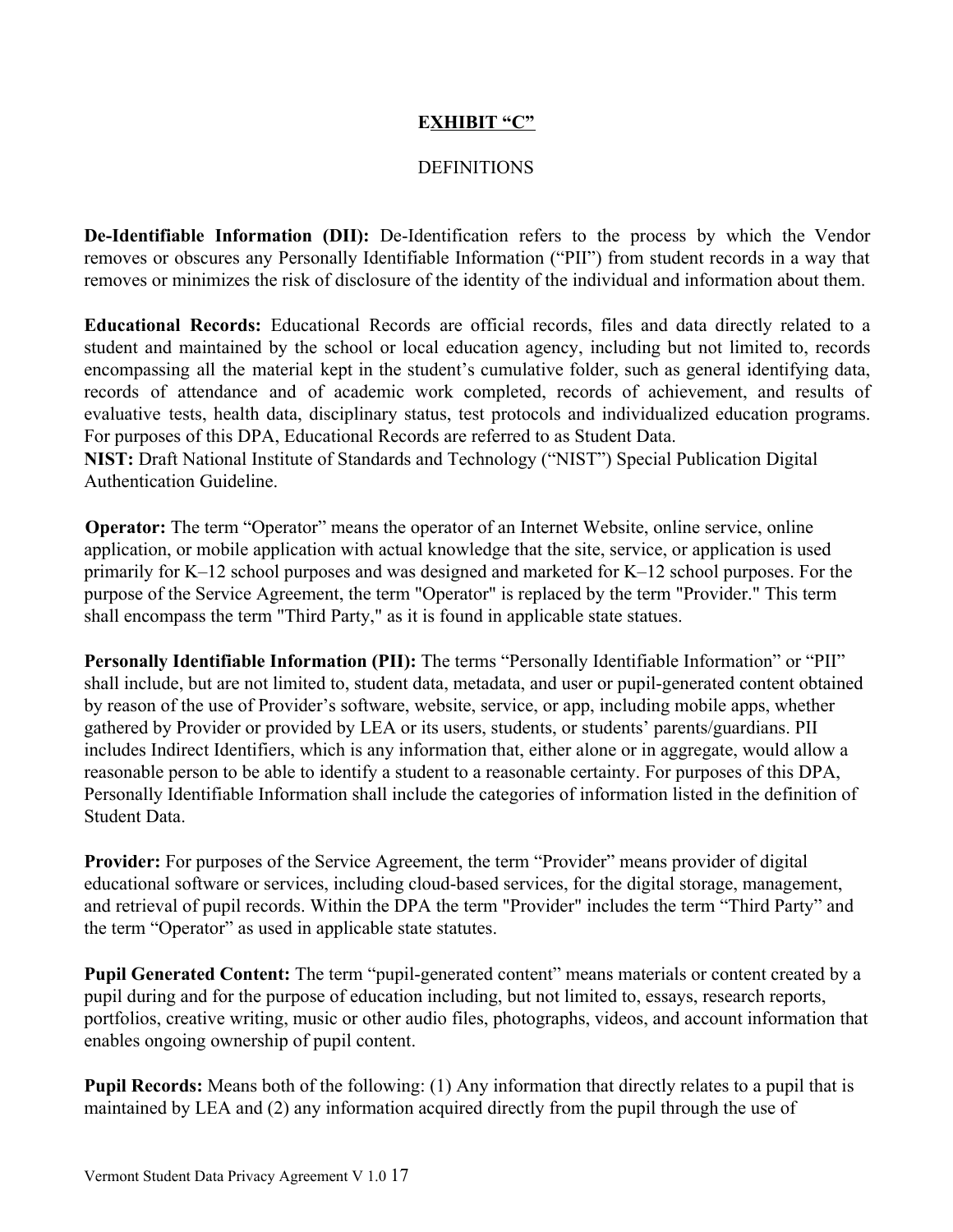# EXHIBIT "C"

## DEFINITIONS

**De-Identifiable Information (DII):** De-Identification refers to the process by which the Vendor removes or obscures any Personally Identifiable Information ("PII") from student records in a way that removes or minimizes the risk of disclosure of the identity of the individual and information about them.

**Educational Records:** Educational Records are official records, files and data directly related to a student and maintained by the school or local education agency, including but not limited to, records encompassing all the material kept in the student's cumulative folder, such as general identifying data, records of attendance and of academic work completed, records of achievement, and results of evaluative tests, health data, disciplinary status, test protocols and individualized education programs. For purposes of this DPA, Educational Records are referred to as Student Data.

**NIST:** Draft National Institute of Standards and Technology ("NIST") Special Publication Digital Authentication Guideline.

**Operator:** The term "Operator" means the operator of an Internet Website, online service, online application, or mobile application with actual knowledge that the site, service, or application is used primarily for K–12 school purposes and was designed and marketed for K–12 school purposes. For the purpose of the Service Agreement, the term "Operator" is replaced by the term "Provider." This term shall encompass the term "Third Party," as it is found in applicable state statues.

**Personally Identifiable Information (PII):** The terms "Personally Identifiable Information" or "PII" shall include, but are not limited to, student data, metadata, and user or pupil-generated content obtained by reason of the use of Provider's software, website, service, or app, including mobile apps, whether gathered by Provider or provided by LEA or its users, students, or students' parents/guardians. PII includes Indirect Identifiers, which is any information that, either alone or in aggregate, would allow a reasonable person to be able to identify a student to a reasonable certainty. For purposes of this DPA, Personally Identifiable Information shall include the categories of information listed in the definition of Student Data.

**Provider:** For purposes of the Service Agreement, the term "Provider" means provider of digital educational software or services, including cloud-based services, for the digital storage, management, and retrieval of pupil records. Within the DPA the term "Provider" includes the term "Third Party" and the term "Operator" as used in applicable state statutes.

**Pupil Generated Content:** The term "pupil-generated content" means materials or content created by a pupil during and for the purpose of education including, but not limited to, essays, research reports, portfolios, creative writing, music or other audio files, photographs, videos, and account information that enables ongoing ownership of pupil content.

**Pupil Records:** Means both of the following: (1) Any information that directly relates to a pupil that is maintained by LEA and (2) any information acquired directly from the pupil through the use of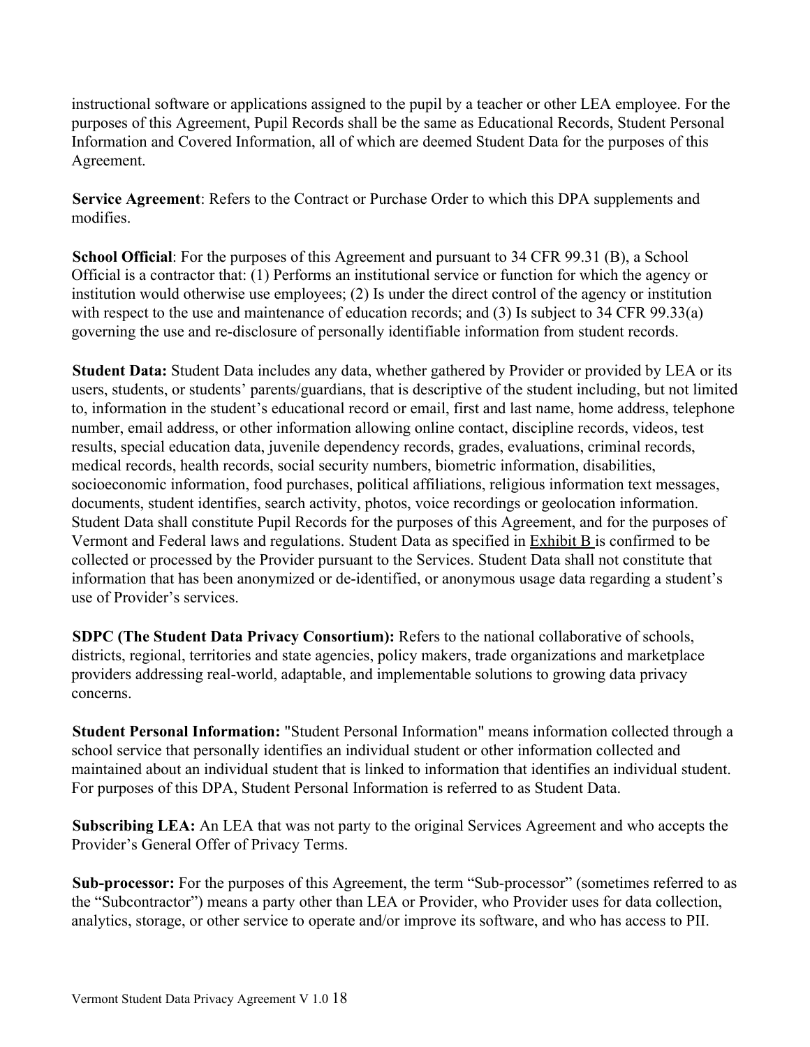instructional software or applications assigned to the pupil by a teacher or other LEA employee. For the purposes of this Agreement, Pupil Records shall be the same as Educational Records, Student Personal Information and Covered Information, all of which are deemed Student Data for the purposes of this Agreement.

**Service Agreement**: Refers to the Contract or Purchase Order to which this DPA supplements and modifies.

**School Official**: For the purposes of this Agreement and pursuant to 34 CFR 99.31 (B), a School Official is a contractor that: (1) Performs an institutional service or function for which the agency or institution would otherwise use employees; (2) Is under the direct control of the agency or institution with respect to the use and maintenance of education records; and (3) Is subject to 34 CFR 99.33(a) governing the use and re-disclosure of personally identifiable information from student records.

**Student Data:** Student Data includes any data, whether gathered by Provider or provided by LEA or its users, students, or students' parents/guardians, that is descriptive of the student including, but not limited to, information in the student's educational record or email, first and last name, home address, telephone number, email address, or other information allowing online contact, discipline records, videos, test results, special education data, juvenile dependency records, grades, evaluations, criminal records, medical records, health records, social security numbers, biometric information, disabilities, socioeconomic information, food purchases, political affiliations, religious information text messages, documents, student identifies, search activity, photos, voice recordings or geolocation information. Student Data shall constitute Pupil Records for the purposes of this Agreement, and for the purposes of Vermont and Federal laws and regulations. Student Data as specified in Exhibit B is confirmed to be collected or processed by the Provider pursuant to the Services. Student Data shall not constitute that information that has been anonymized or de-identified, or anonymous usage data regarding a student's use of Provider's services.

**SDPC (The Student Data Privacy Consortium):** Refers to the national collaborative of schools, districts, regional, territories and state agencies, policy makers, trade organizations and marketplace providers addressing real-world, adaptable, and implementable solutions to growing data privacy concerns.

**Student Personal Information:** "Student Personal Information" means information collected through a school service that personally identifies an individual student or other information collected and maintained about an individual student that is linked to information that identifies an individual student. For purposes of this DPA, Student Personal Information is referred to as Student Data.

**Subscribing LEA:** An LEA that was not party to the original Services Agreement and who accepts the Provider's General Offer of Privacy Terms.

**Sub-processor:** For the purposes of this Agreement, the term "Sub-processor" (sometimes referred to as the "Subcontractor") means a party other than LEA or Provider, who Provider uses for data collection, analytics, storage, or other service to operate and/or improve its software, and who has access to PII.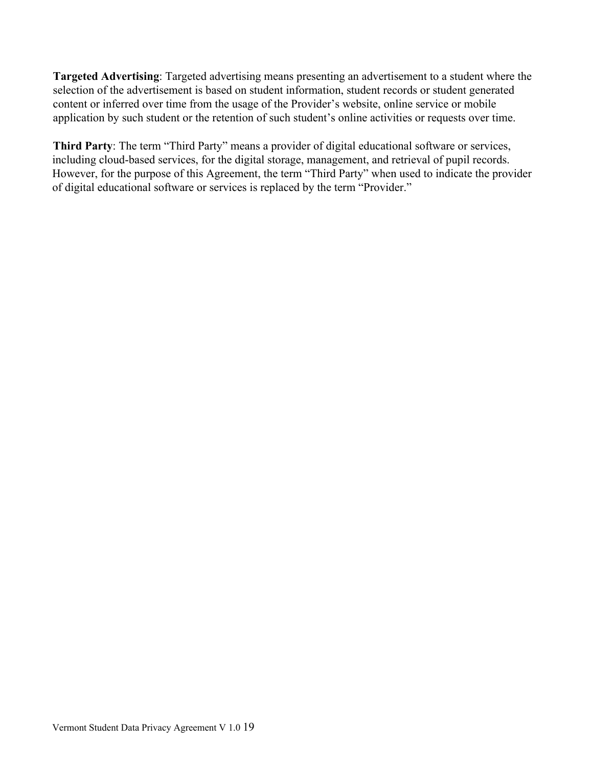**Targeted Advertising**: Targeted advertising means presenting an advertisement to a student where the selection of the advertisement is based on student information, student records or student generated content or inferred over time from the usage of the Provider's website, online service or mobile application by such student or the retention of such student's online activities or requests over time.

**Third Party**: The term "Third Party" means a provider of digital educational software or services, including cloud-based services, for the digital storage, management, and retrieval of pupil records. However, for the purpose of this Agreement, the term "Third Party" when used to indicate the provider of digital educational software or services is replaced by the term "Provider."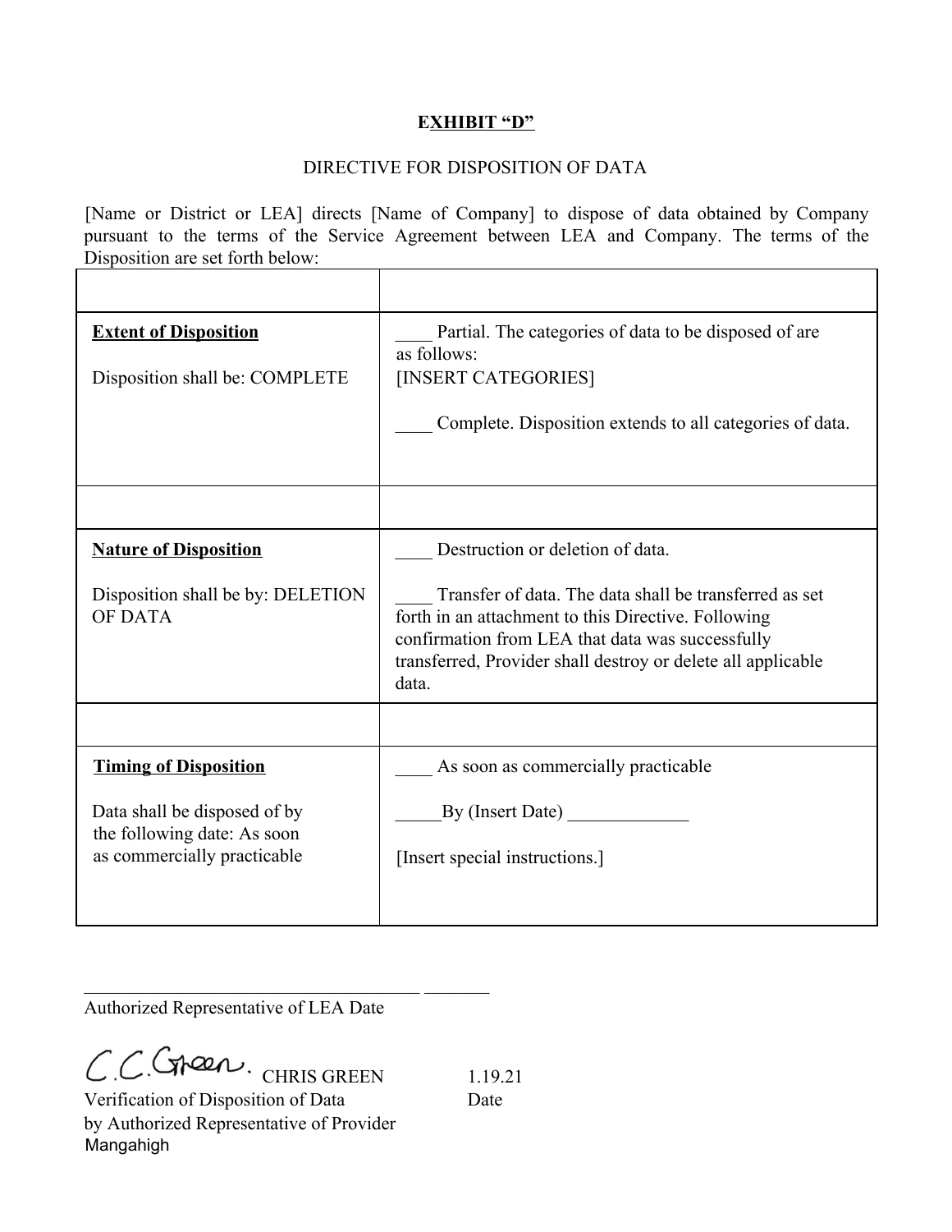**EXHIBIT "D"**

DIRECTIVE FOR DISPOSITION OF DATA

[Name or District or LEA] directs [Name of Company] to dispose of data obtained by Company pursuant to the terms of the Service Agreement between LEA and Company. The terms of the Disposition are set forth below:

| | |
|---|---|
| **Extent of Disposition**<br><br>Disposition shall be: COMPLETE | ____ Partial. The categories of data to be disposed of are as follows:<br>[INSERT CATEGORIES]<br><br>____ Complete. Disposition extends to all categories of data. |
| | |
| **Nature of Disposition**<br><br>Disposition shall be by: DELETION OF DATA | ____ Destruction or deletion of data.<br><br>____ Transfer of data. The data shall be transferred as set forth in an attachment to this Directive. Following confirmation from LEA that data was successfully transferred, Provider shall destroy or delete all applicable data. |
| | |
| **Timing of Disposition**<br><br>Data shall be disposed of by the following date: As soon as commercially practicable | ____ As soon as commercially practicable<br><br>_____By (Insert Date) _____________<br><br>[Insert special instructions.] |

____________________________________ _______
Authorized Representative of LEA Date

C.C.Green. CHRIS GREEN 1.19.21
Verification of Disposition of Data Date
by Authorized Representative of Provider
Mangahigh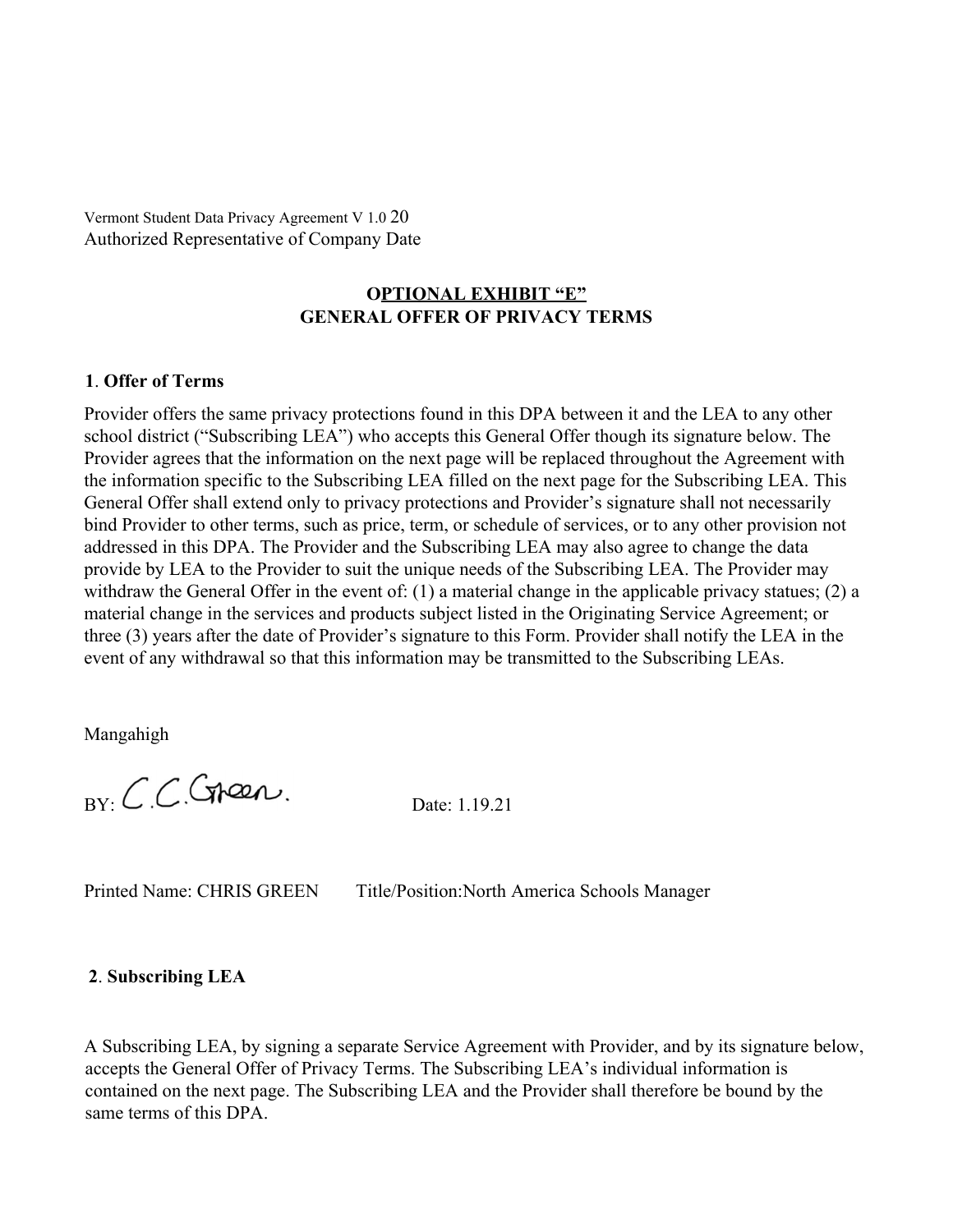Authorized Representative of Company Date

## OPTIONAL EXHIBIT "E"
## GENERAL OFFER OF PRIVACY TERMS

**1**. **Offer of Terms**

Provider offers the same privacy protections found in this DPA between it and the LEA to any other school district ("Subscribing LEA") who accepts this General Offer though its signature below. The Provider agrees that the information on the next page will be replaced throughout the Agreement with the information specific to the Subscribing LEA filled on the next page for the Subscribing LEA. This General Offer shall extend only to privacy protections and Provider's signature shall not necessarily bind Provider to other terms, such as price, term, or schedule of services, or to any other provision not addressed in this DPA. The Provider and the Subscribing LEA may also agree to change the data provide by LEA to the Provider to suit the unique needs of the Subscribing LEA. The Provider may withdraw the General Offer in the event of: (1) a material change in the applicable privacy statues; (2) a material change in the services and products subject listed in the Originating Service Agreement; or three (3) years after the date of Provider's signature to this Form. Provider shall notify the LEA in the event of any withdrawal so that this information may be transmitted to the Subscribing LEAs.

Mangahigh

BY: C.C.Green. Date: 1.19.21

Printed Name: CHRIS GREEN Title/Position:North America Schools Manager

**2**. **Subscribing LEA**

A Subscribing LEA, by signing a separate Service Agreement with Provider, and by its signature below, accepts the General Offer of Privacy Terms. The Subscribing LEA's individual information is contained on the next page. The Subscribing LEA and the Provider shall therefore be bound by the same terms of this DPA.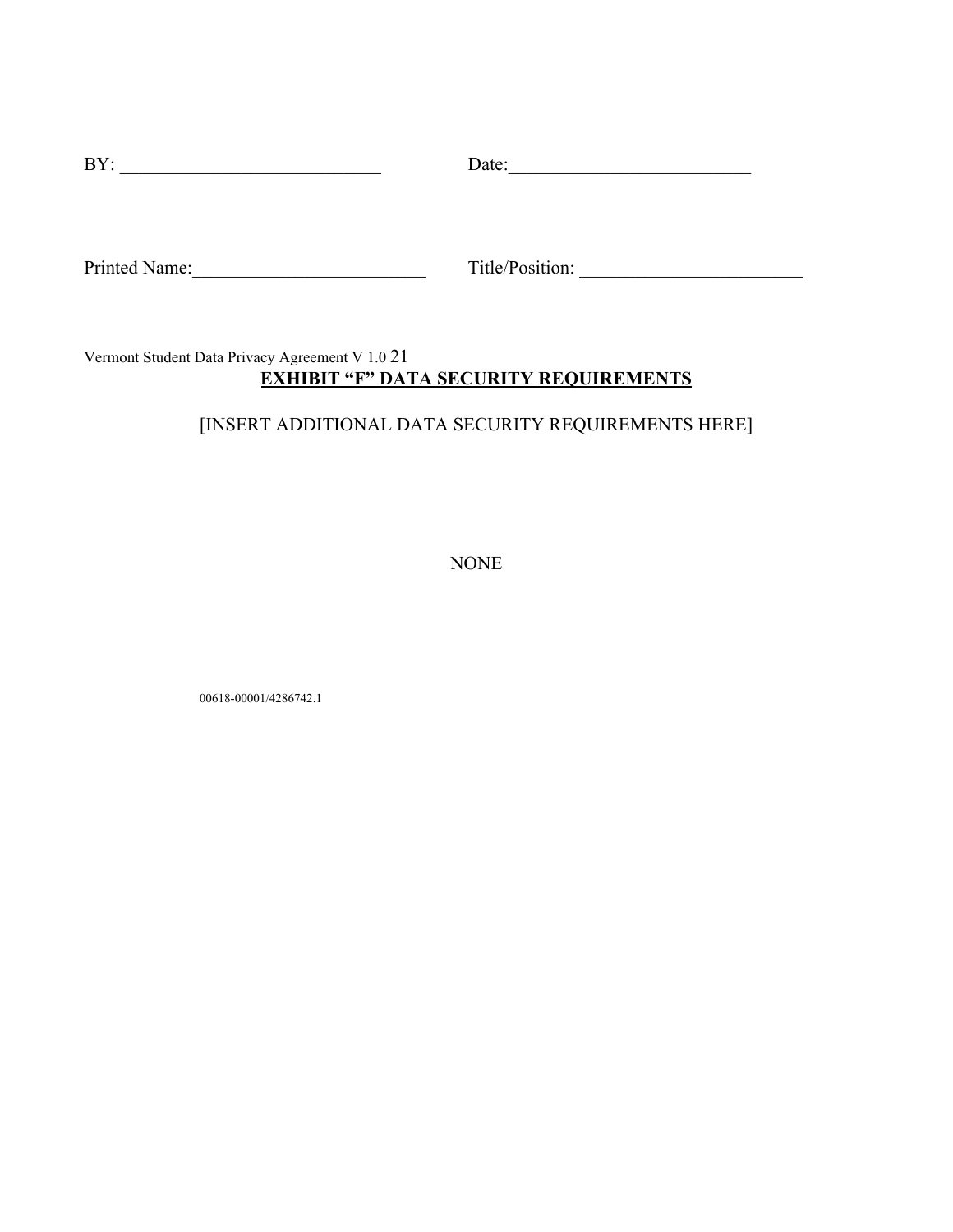BY: ___________________________ Date:_________________________

Printed Name:________________________ Title/Position: _______________________

**EXHIBIT "F" DATA SECURITY REQUIREMENTS**

[INSERT ADDITIONAL DATA SECURITY REQUIREMENTS HERE]

NONE

00618-00001/4286742.1